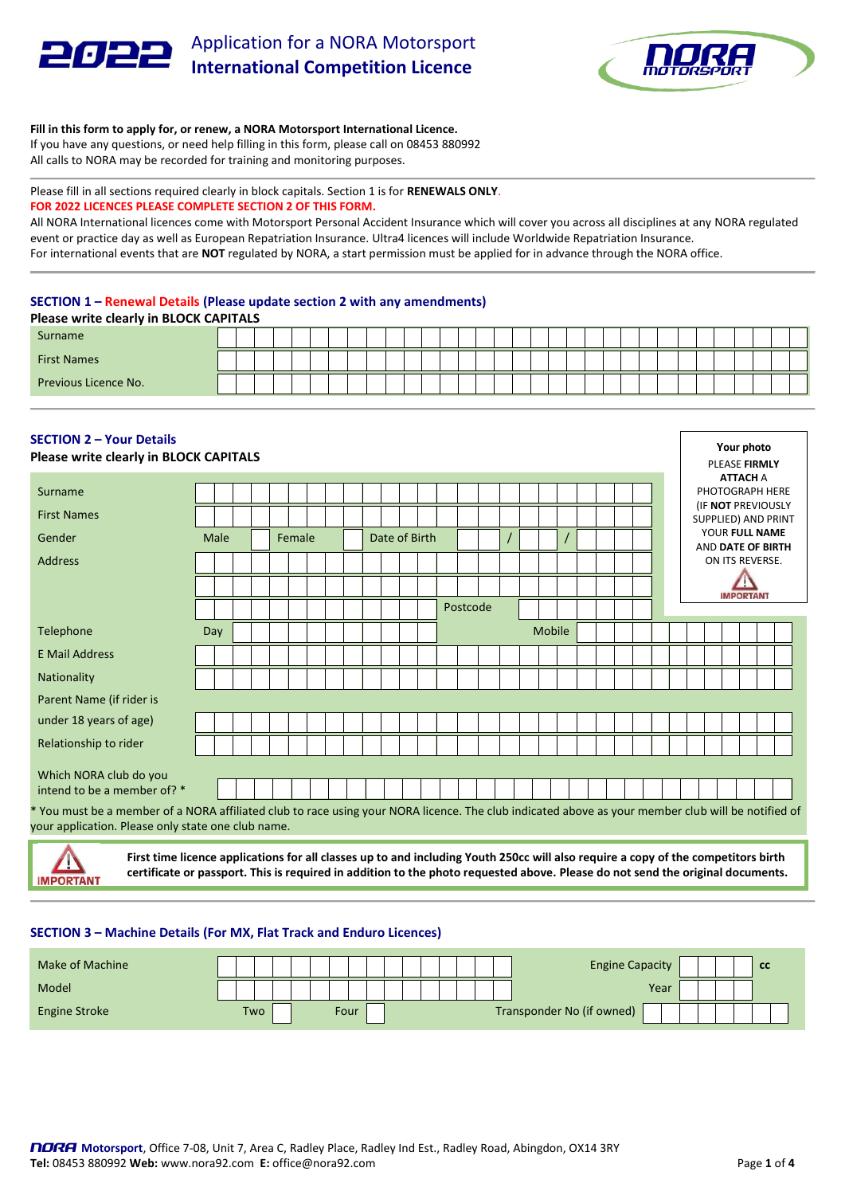# 2022 Application for a NORA Motorsport International Competition Licence

**Fill in this form to apply for, or renew, a NORA Motorsport International Licence.**
If you have any questions, or need help filling in this form, please call on 08453 880992
All calls to NORA may be recorded for training and monitoring purposes.

Please fill in all sections required clearly in block capitals. Section 1 is for **RENEWALS ONLY**.
**FOR 2022 LICENCES PLEASE COMPLETE SECTION 2 OF THIS FORM.**
All NORA International licences come with Motorsport Personal Accident Insurance which will cover you across all disciplines at any NORA regulated event or practice day as well as European Repatriation Insurance. Ultra4 licences will include Worldwide Repatriation Insurance.
For international events that are **NOT** regulated by NORA, a start permission must be applied for in advance through the NORA office.

## SECTION 1 – Renewal Details (Please update section 2 with any amendments)

**Please write clearly in BLOCK CAPITALS**

| | |
|---|---|
| Surname | |
| First Names | |
| Previous Licence No. | |

## SECTION 2 – Your Details

**Please write clearly in BLOCK CAPITALS**

| | |
|---|---|
| Surname | |
| First Names | |
| Gender | Male ☐ Female ☐ Date of Birth __ / __ / ____ |
| Address | |
| | |
| | Postcode |
| Telephone | Day | Mobile |
| E Mail Address | |
| Nationality | |
| Parent Name (if rider is under 18 years of age) | |
| Relationship to rider | |
| Which NORA club do you intend to be a member of? * | |

**Your photo**
PLEASE **FIRMLY ATTACH** A PHOTOGRAPH HERE (IF **NOT** PREVIOUSLY SUPPLIED) AND PRINT YOUR **FULL NAME** AND **DATE OF BIRTH** ON ITS REVERSE.
IMPORTANT

\* You must be a member of a NORA affiliated club to race using your NORA licence. The club indicated above as your member club will be notified of your application. Please only state one club name.

IMPORTANT **First time licence applications for all classes up to and including Youth 250cc will also require a copy of the competitors birth certificate or passport. This is required in addition to the photo requested above. Please do not send the original documents.**

## SECTION 3 – Machine Details (For MX, Flat Track and Enduro Licences)

| | | | |
|---|---|---|---|
| Make of Machine | | Engine Capacity | cc |
| Model | | Year | |
| Engine Stroke | Two ☐ Four ☐ | Transponder No (if owned) | |

**NORA Motorsport**, Office 7-08, Unit 7, Area C, Radley Place, Radley Ind Est., Radley Road, Abingdon, OX14 3RY
**Tel:** 08453 880992 **Web:** www.nora92.com **E:** office@nora92.com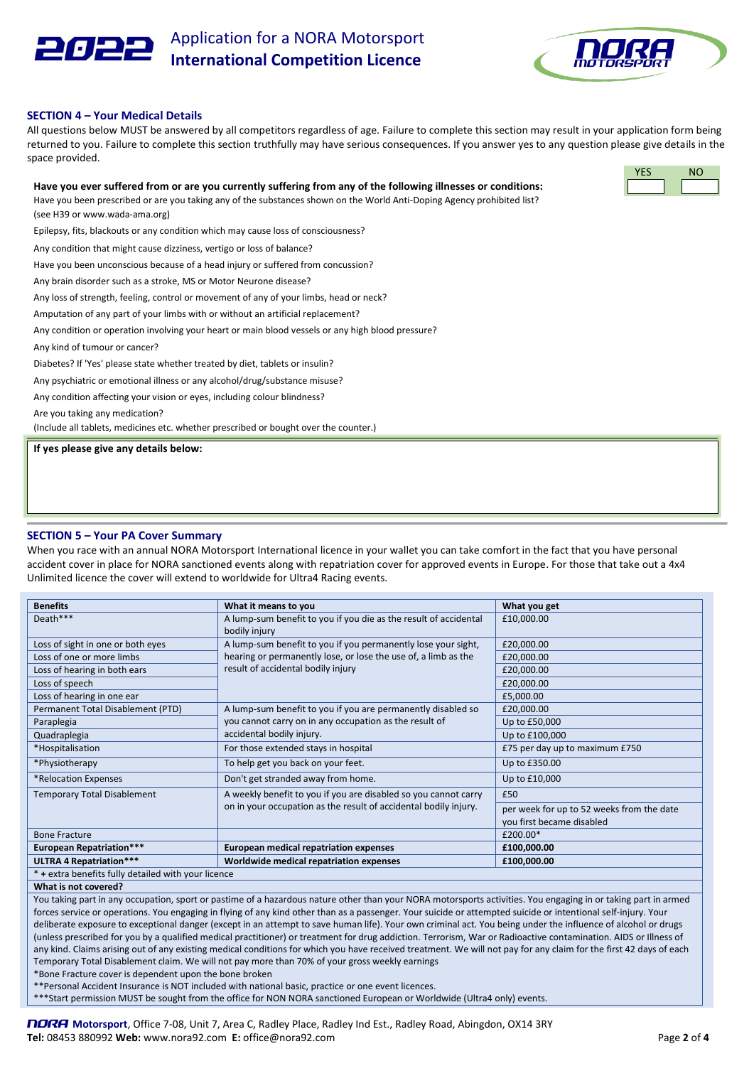# 2022 Application for a NORA Motorsport International Competition Licence

## SECTION 4 – Your Medical Details

All questions below MUST be answered by all competitors regardless of age. Failure to complete this section may result in your application form being returned to you. Failure to complete this section truthfully may have serious consequences. If you answer yes to any question please give details in the space provided.

**Have you ever suffered from or are you currently suffering from any of the following illnesses or conditions:**

| | YES | NO |
|---|---|---|
| Have you been prescribed or are you taking any of the substances shown on the World Anti-Doping Agency prohibited list? (see H39 or www.wada-ama.org) | | |
| Epilepsy, fits, blackouts or any condition which may cause loss of consciousness? | | |
| Any condition that might cause dizziness, vertigo or loss of balance? | | |
| Have you been unconscious because of a head injury or suffered from concussion? | | |
| Any brain disorder such as a stroke, MS or Motor Neurone disease? | | |
| Any loss of strength, feeling, control or movement of any of your limbs, head or neck? | | |
| Amputation of any part of your limbs with or without an artificial replacement? | | |
| Any condition or operation involving your heart or main blood vessels or any high blood pressure? | | |
| Any kind of tumour or cancer? | | |
| Diabetes? If 'Yes' please state whether treated by diet, tablets or insulin? | | |
| Any psychiatric or emotional illness or any alcohol/drug/substance misuse? | | |
| Any condition affecting your vision or eyes, including colour blindness? | | |
| Are you taking any medication? (Include all tablets, medicines etc. whether prescribed or bought over the counter.) | | |

**If yes please give any details below:**

## SECTION 5 – Your PA Cover Summary

When you race with an annual NORA Motorsport International licence in your wallet you can take comfort in the fact that you have personal accident cover in place for NORA sanctioned events along with repatriation cover for approved events in Europe. For those that take out a 4x4 Unlimited licence the cover will extend to worldwide for Ultra4 Racing events.

| Benefits | What it means to you | What you get |
|---|---|---|
| Death*** | A lump-sum benefit to you if you die as the result of accidental bodily injury | £10,000.00 |
| Loss of sight in one or both eyes | A lump-sum benefit to you if you permanently lose your sight, hearing or permanently lose, or lose the use of, a limb as the result of accidental bodily injury | £20,000.00 |
| Loss of one or more limbs | | £20,000.00 |
| Loss of hearing in both ears | | £20,000.00 |
| Loss of speech | | £20,000.00 |
| Loss of hearing in one ear | | £5,000.00 |
| Permanent Total Disablement (PTD) | A lump-sum benefit to you if you are permanently disabled so you cannot carry on in any occupation as the result of accidental bodily injury. | £20,000.00 |
| Paraplegia | | Up to £50,000 |
| Quadraplegia | | Up to £100,000 |
| *Hospitalisation | For those extended stays in hospital | £75 per day up to maximum £750 |
| *Physiotherapy | To help get you back on your feet. | Up to £350.00 |
| *Relocation Expenses | Don't get stranded away from home. | Up to £10,000 |
| Temporary Total Disablement | A weekly benefit to you if you are disabled so you cannot carry on in your occupation as the result of accidental bodily injury. | £50 per week for up to 52 weeks from the date you first became disabled |
| Bone Fracture | | £200.00* |
| **European Repatriation*** ** | **European medical repatriation expenses** | **£100,000.00** |
| **ULTRA 4 Repatriation*** ** | **Worldwide medical repatriation expenses** | **£100,000.00** |

* + extra benefits fully detailed with your licence

**What is not covered?**

You taking part in any occupation, sport or pastime of a hazardous nature other than your NORA motorsports activities. You engaging in or taking part in armed forces service or operations. You engaging in flying of any kind other than as a passenger. Your suicide or attempted suicide or intentional self-injury. Your deliberate exposure to exceptional danger (except in an attempt to save human life). Your own criminal act. You being under the influence of alcohol or drugs (unless prescribed for you by a qualified medical practitioner) or treatment for drug addiction. Terrorism, War or Radioactive contamination. AIDS or Illness of any kind. Claims arising out of any existing medical conditions for which you have received treatment. We will not pay for any claim for the first 42 days of each Temporary Total Disablement claim. We will not pay more than 70% of your gross weekly earnings

*Bone Fracture cover is dependent upon the bone broken

**Personal Accident Insurance is NOT included with national basic, practice or one event licences.

***Start permission MUST be sought from the office for NON NORA sanctioned European or Worldwide (Ultra4 only) events.

**NORA Motorsport**, Office 7-08, Unit 7, Area C, Radley Place, Radley Ind Est., Radley Road, Abingdon, OX14 3RY
**Tel:** 08453 880992 **Web:** www.nora92.com **E:** office@nora92.com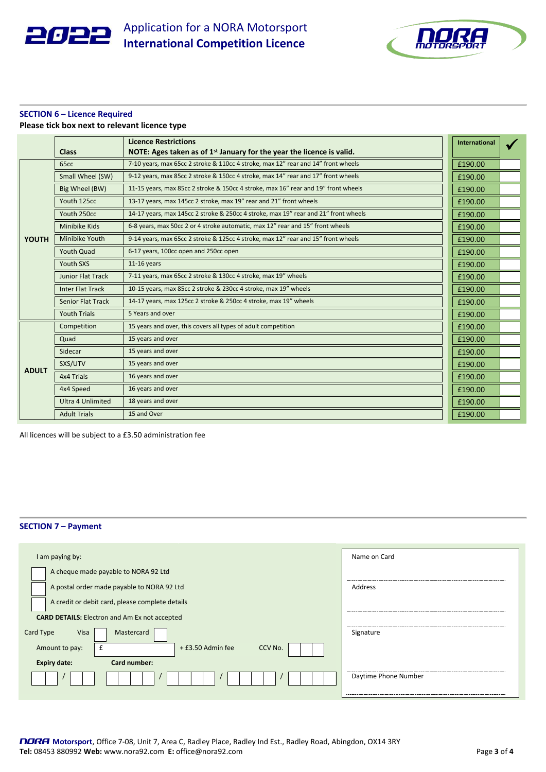# 2022 Application for a NORA Motorsport International Competition Licence

## SECTION 6 – Licence Required

**Please tick box next to relevant licence type**

| | Class | Licence Restrictions<br>NOTE: Ages taken as of 1st January for the year the licence is valid. | International | ✓ |
|---|---|---|---|---|
| YOUTH | 65cc | 7-10 years, max 65cc 2 stroke & 110cc 4 stroke, max 12" rear and 14" front wheels | £190.00 | |
| | Small Wheel (SW) | 9-12 years, max 85cc 2 stroke & 150cc 4 stroke, max 14" rear and 17" front wheels | £190.00 | |
| | Big Wheel (BW) | 11-15 years, max 85cc 2 stroke & 150cc 4 stroke, max 16" rear and 19" front wheels | £190.00 | |
| | Youth 125cc | 13-17 years, max 145cc 2 stroke, max 19" rear and 21" front wheels | £190.00 | |
| | Youth 250cc | 14-17 years, max 145cc 2 stroke & 250cc 4 stroke, max 19" rear and 21" front wheels | £190.00 | |
| | Minibike Kids | 6-8 years, max 50cc 2 or 4 stroke automatic, max 12" rear and 15" front wheels | £190.00 | |
| | Minibike Youth | 9-14 years, max 65cc 2 stroke & 125cc 4 stroke, max 12" rear and 15" front wheels | £190.00 | |
| | Youth Quad | 6-17 years, 100cc open and 250cc open | £190.00 | |
| | Youth SXS | 11-16 years | £190.00 | |
| | Junior Flat Track | 7-11 years, max 65cc 2 stroke & 130cc 4 stroke, max 19" wheels | £190.00 | |
| | Inter Flat Track | 10-15 years, max 85cc 2 stroke & 230cc 4 stroke, max 19" wheels | £190.00 | |
| | Senior Flat Track | 14-17 years, max 125cc 2 stroke & 250cc 4 stroke, max 19" wheels | £190.00 | |
| | Youth Trials | 5 Years and over | £190.00 | |
| ADULT | Competition | 15 years and over, this covers all types of adult competition | £190.00 | |
| | Quad | 15 years and over | £190.00 | |
| | Sidecar | 15 years and over | £190.00 | |
| | SXS/UTV | 15 years and over | £190.00 | |
| | 4x4 Trials | 16 years and over | £190.00 | |
| | 4x4 Speed | 16 years and over | £190.00 | |
| | Ultra 4 Unlimited | 18 years and over | £190.00 | |
| | Adult Trials | 15 and Over | £190.00 | |

All licences will be subject to a £3.50 administration fee

## SECTION 7 – Payment

I am paying by:

- ☐ A cheque made payable to NORA 92 Ltd
- ☐ A postal order made payable to NORA 92 Ltd
- ☐ A credit or debit card, please complete details

**CARD DETAILS:** Electron and Am Ex not accepted

Card Type Visa ☐ Mastercard ☐

Amount to pay: £ ______ + £3.50 Admin fee CCV No. ☐☐☐

**Expiry date:** ☐☐ / ☐☐ **Card number:** ☐☐☐☐ / ☐☐☐☐ / ☐☐☐☐ / ☐☐☐☐

Name on Card ______________________

Address ______________________

Signature ______________________

Daytime Phone Number ______________________

**NORA Motorsport**, Office 7-08, Unit 7, Area C, Radley Place, Radley Ind Est., Radley Road, Abingdon, OX14 3RY
**Tel:** 08453 880992 **Web:** www.nora92.com **E:** office@nora92.com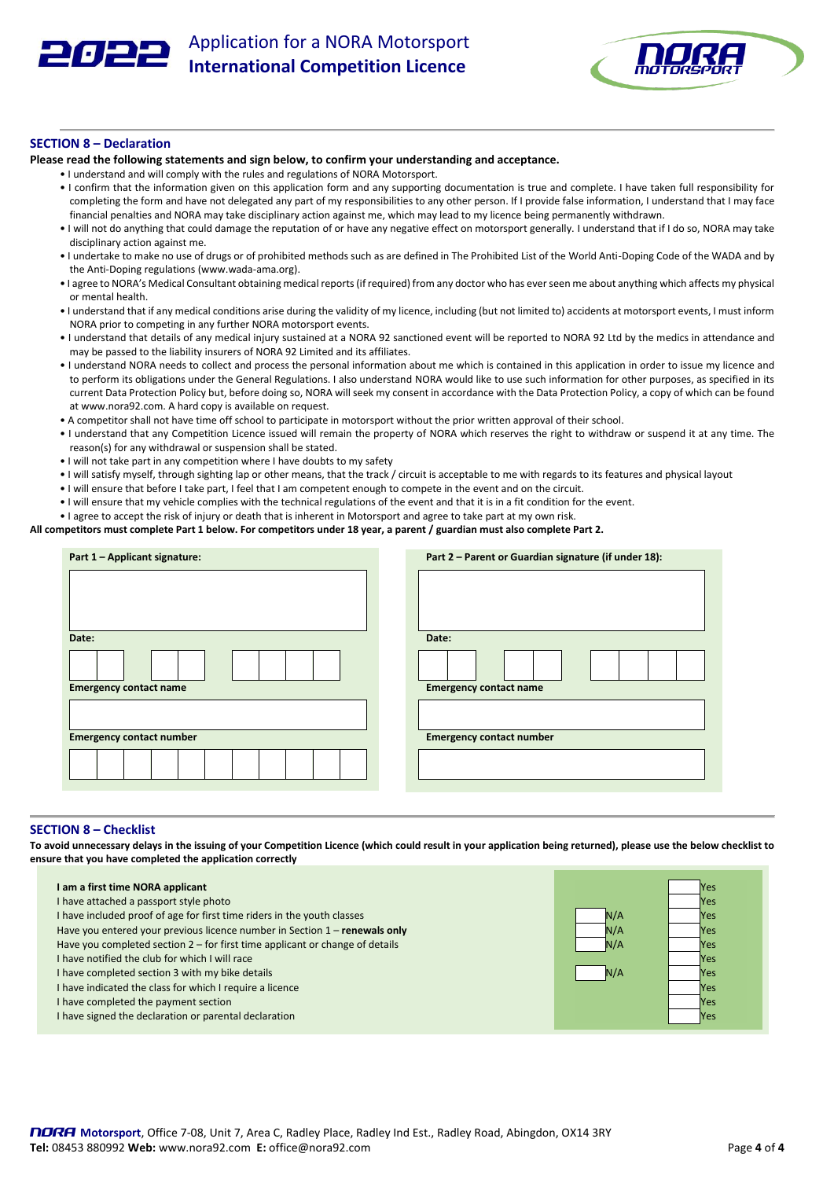# 2022 Application for a NORA Motorsport International Competition Licence

## SECTION 8 – Declaration

**Please read the following statements and sign below, to confirm your understanding and acceptance.**

- I understand and will comply with the rules and regulations of NORA Motorsport.
- I confirm that the information given on this application form and any supporting documentation is true and complete. I have taken full responsibility for completing the form and have not delegated any part of my responsibilities to any other person. If I provide false information, I understand that I may face financial penalties and NORA may take disciplinary action against me, which may lead to my licence being permanently withdrawn.
- I will not do anything that could damage the reputation of or have any negative effect on motorsport generally. I understand that if I do so, NORA may take disciplinary action against me.
- I undertake to make no use of drugs or of prohibited methods such as are defined in The Prohibited List of the World Anti-Doping Code of the WADA and by the Anti-Doping regulations (www.wada-ama.org).
- I agree to NORA's Medical Consultant obtaining medical reports (if required) from any doctor who has ever seen me about anything which affects my physical or mental health.
- I understand that if any medical conditions arise during the validity of my licence, including (but not limited to) accidents at motorsport events, I must inform NORA prior to competing in any further NORA motorsport events.
- I understand that details of any medical injury sustained at a NORA 92 sanctioned event will be reported to NORA 92 Ltd by the medics in attendance and may be passed to the liability insurers of NORA 92 Limited and its affiliates.
- I understand NORA needs to collect and process the personal information about me which is contained in this application in order to issue my licence and to perform its obligations under the General Regulations. I also understand NORA would like to use such information for other purposes, as specified in its current Data Protection Policy but, before doing so, NORA will seek my consent in accordance with the Data Protection Policy, a copy of which can be found at www.nora92.com. A hard copy is available on request.
- A competitor shall not have time off school to participate in motorsport without the prior written approval of their school.
- I understand that any Competition Licence issued will remain the property of NORA which reserves the right to withdraw or suspend it at any time. The reason(s) for any withdrawal or suspension shall be stated.
- I will not take part in any competition where I have doubts to my safety
- I will satisfy myself, through sighting lap or other means, that the track / circuit is acceptable to me with regards to its features and physical layout
- I will ensure that before I take part, I feel that I am competent enough to compete in the event and on the circuit.
- I will ensure that my vehicle complies with the technical regulations of the event and that it is in a fit condition for the event.
- I agree to accept the risk of injury or death that is inherent in Motorsport and agree to take part at my own risk.

**All competitors must complete Part 1 below. For competitors under 18 year, a parent / guardian must also complete Part 2.**

| **Part 1 – Applicant signature:** | **Part 2 – Parent or Guardian signature (if under 18):** |
|---|---|
| | |
| **Date:** | **Date:** |
| | |
| **Emergency contact name** | **Emergency contact name** |
| | |
| **Emergency contact number** | **Emergency contact number** |
| | |

## SECTION 8 – Checklist

**To avoid unnecessary delays in the issuing of your Competition Licence (which could result in your application being returned), please use the below checklist to ensure that you have completed the application correctly**

| | | |
|---|---|---|
| **I am a first time NORA applicant** | | Yes |
| I have attached a passport style photo | | Yes |
| I have included proof of age for first time riders in the youth classes | N/A | Yes |
| Have you entered your previous licence number in Section 1 – **renewals only** | N/A | Yes |
| Have you completed section 2 – for first time applicant or change of details | N/A | Yes |
| I have notified the club for which I will race | | Yes |
| I have completed section 3 with my bike details | N/A | Yes |
| I have indicated the class for which I require a licence | | Yes |
| I have completed the payment section | | Yes |
| I have signed the declaration or parental declaration | | Yes |

**NORA Motorsport**, Office 7-08, Unit 7, Area C, Radley Place, Radley Ind Est., Radley Road, Abingdon, OX14 3RY
**Tel:** 08453 880992 **Web:** www.nora92.com **E:** office@nora92.com